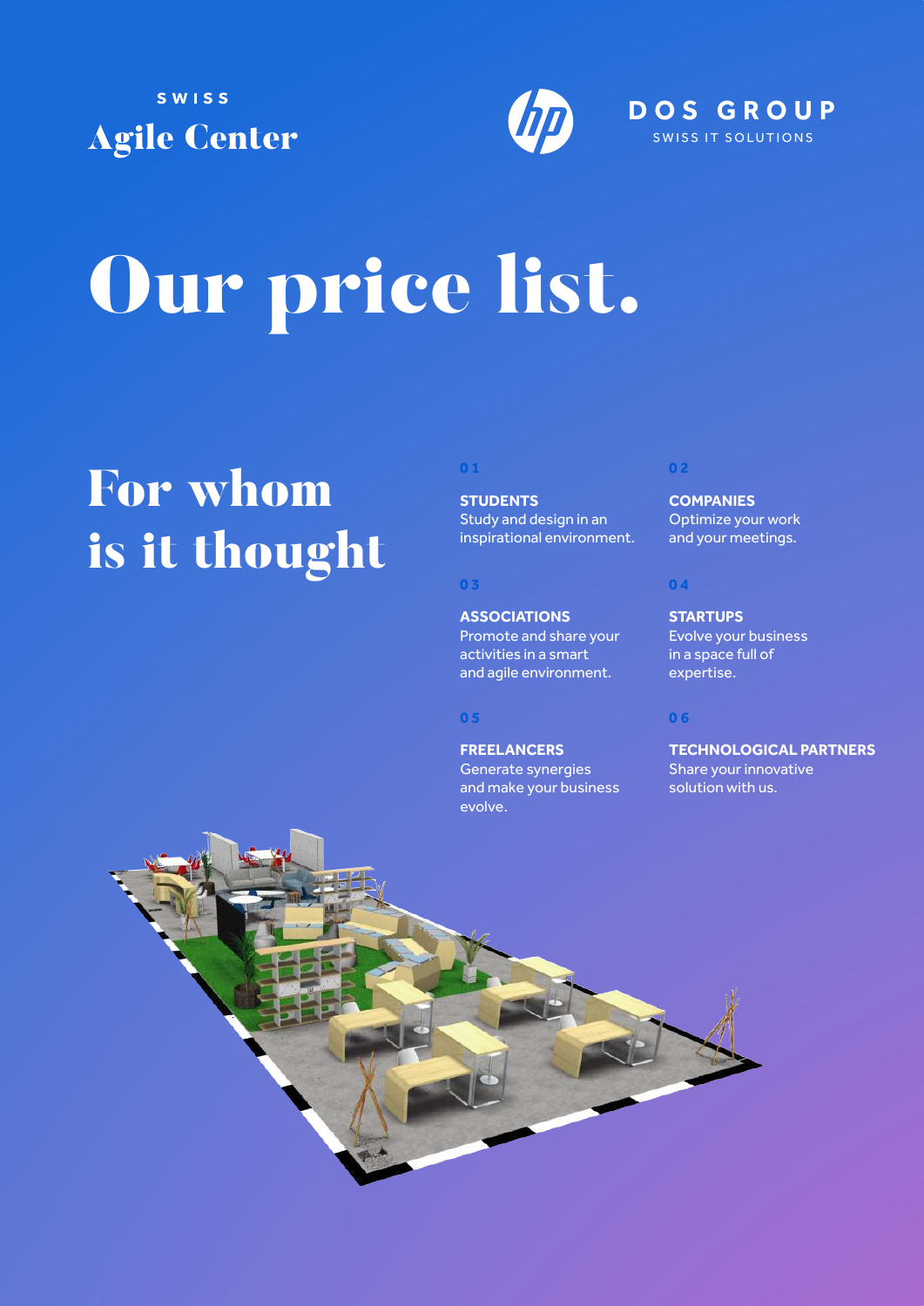SWISS

Agile Center

DOS GROUP

SWISS IT SOLUTIONS

# Our price list.

## For whom is it thought

01

**STUDENTS**
Study and design in an inspirational environment.

02

**COMPANIES**
Optimize your work and your meetings.

03

**ASSOCIATIONS**
Promote and share your activities in a smart and agile environment.

04

**STARTUPS**
Evolve your business in a space full of expertise.

05

**FREELANCERS**
Generate synergies and make your business evolve.

06

**TECHNOLOGICAL PARTNERS**
Share your innovative solution with us.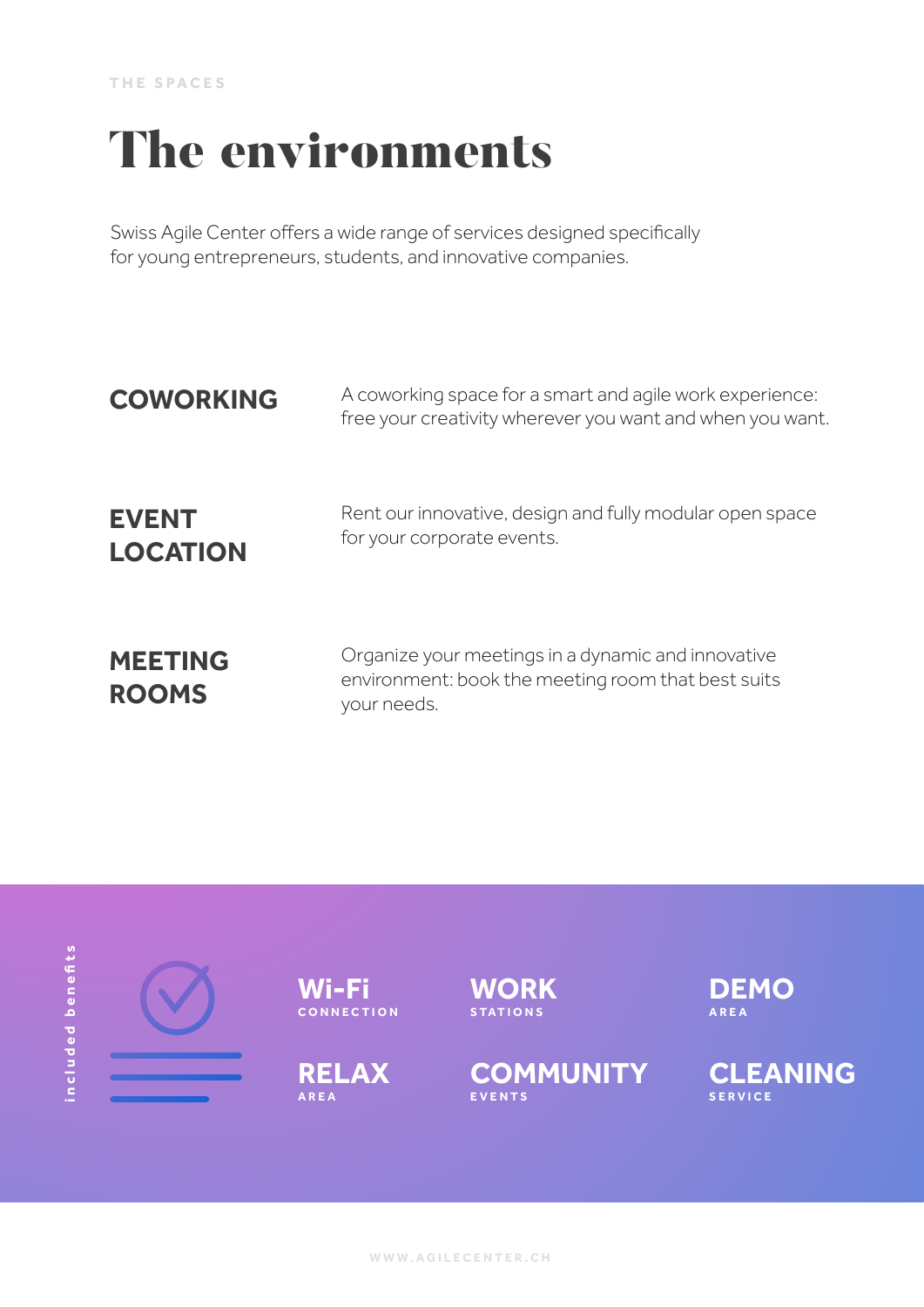THE SPACES

# The environments

Swiss Agile Center offers a wide range of services designed specifically for young entrepreneurs, students, and innovative companies.

**COWORKING**

A coworking space for a smart and agile work experience: free your creativity wherever you want and when you want.

**EVENT LOCATION**

Rent our innovative, design and fully modular open space for your corporate events.

**MEETING ROOMS**

Organize your meetings in a dynamic and innovative environment: book the meeting room that best suits your needs.

included benefits

- **Wi-Fi** CONNECTION
- **WORK** STATIONS
- **DEMO** AREA
- **RELAX** AREA
- **COMMUNITY** EVENTS
- **CLEANING** SERVICE

WWW.AGILECENTER.CH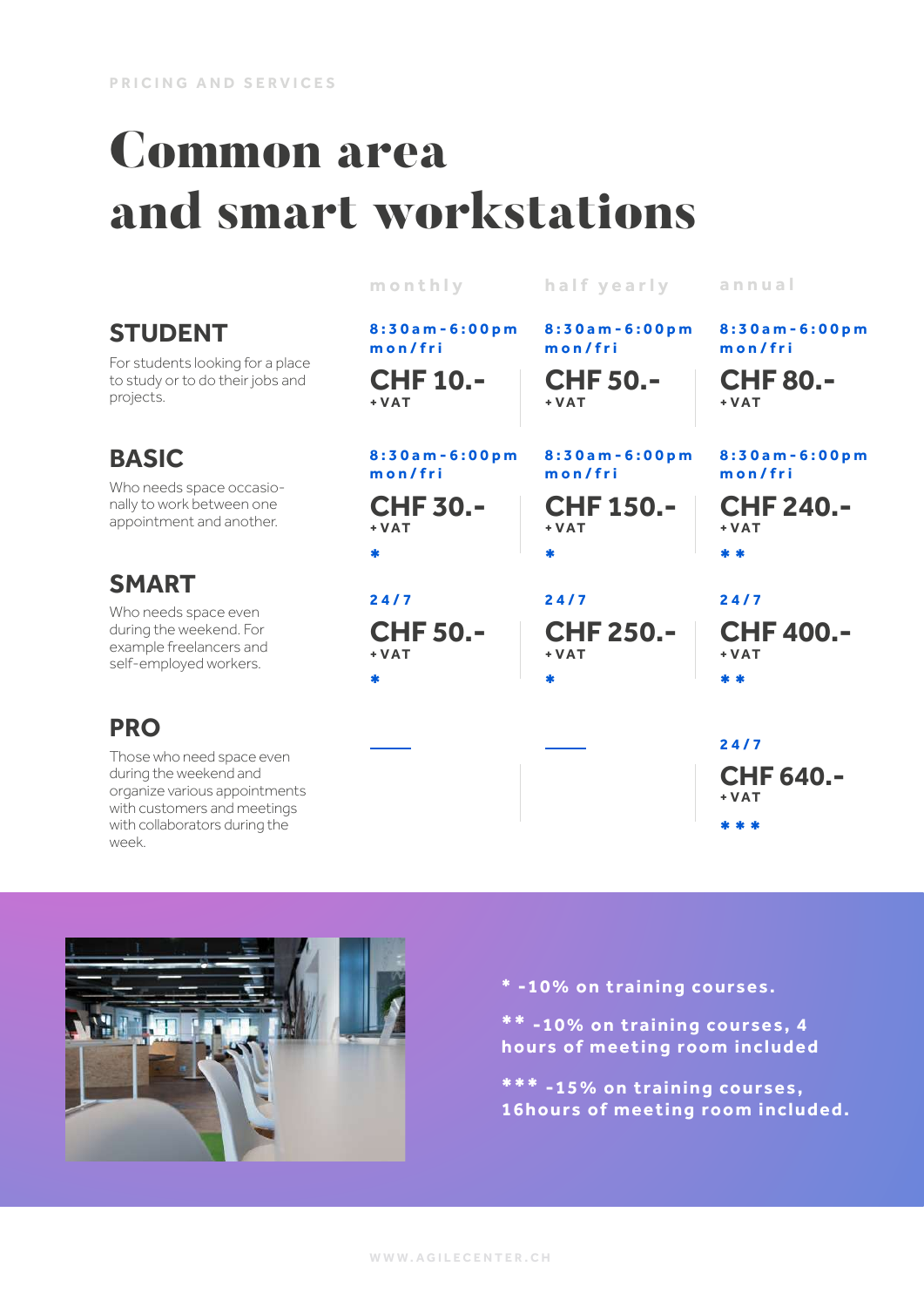PRICING AND SERVICES

# Common area and smart workstations

| | monthly | half yearly | annual |
|---|---|---|---|
| **STUDENT**<br>For students looking for a place to study or to do their jobs and projects. | 8:30am-6:00pm mon/fri<br>**CHF 10.-** +VAT | 8:30am-6:00pm mon/fri<br>**CHF 50.-** +VAT | 8:30am-6:00pm mon/fri<br>**CHF 80.-** +VAT |
| **BASIC**<br>Who needs space occasionally to work between one appointment and another. | 8:30am-6:00pm mon/fri<br>**CHF 30.-** +VAT<br>* | 8:30am-6:00pm mon/fri<br>**CHF 150.-** +VAT<br>* | 8:30am-6:00pm mon/fri<br>**CHF 240.-** +VAT<br>** |
| **SMART**<br>Who needs space even during the weekend. For example freelancers and self-employed workers. | 24/7<br>**CHF 50.-** +VAT<br>* | 24/7<br>**CHF 250.-** +VAT<br>* | 24/7<br>**CHF 400.-** +VAT<br>** |
| **PRO**<br>Those who need space even during the weekend and organize various appointments with customers and meetings with collaborators during the week. | — | — | 24/7<br>**CHF 640.-** +VAT<br>*** |

* -10% on training courses.

** -10% on training courses, 4 hours of meeting room included

*** -15% on training courses, 16hours of meeting room included.

WWW.AGILECENTER.CH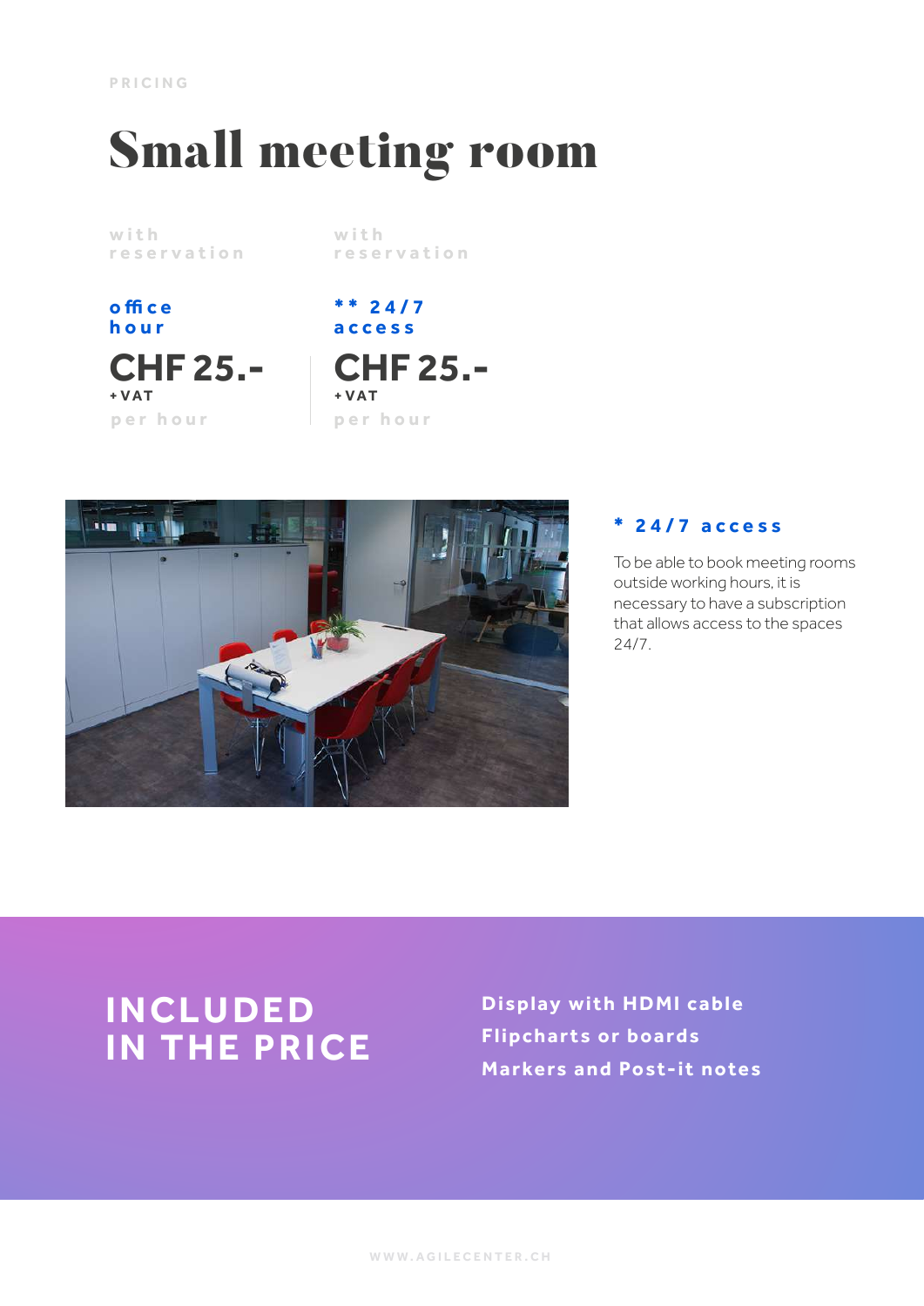PRICING

# Small meeting room

| with reservation | with reservation |
| --- | --- |
| **office hour** | **** 24/7 access** |
| **CHF 25.-** +VAT per hour | **CHF 25.-** +VAT per hour |

**\* 24/7 access**

To be able to book meeting rooms outside working hours, it is necessary to have a subscription that allows access to the spaces 24/7.

## INCLUDED IN THE PRICE

- Display with HDMI cable
- Flipcharts or boards
- Markers and Post-it notes

WWW.AGILECENTER.CH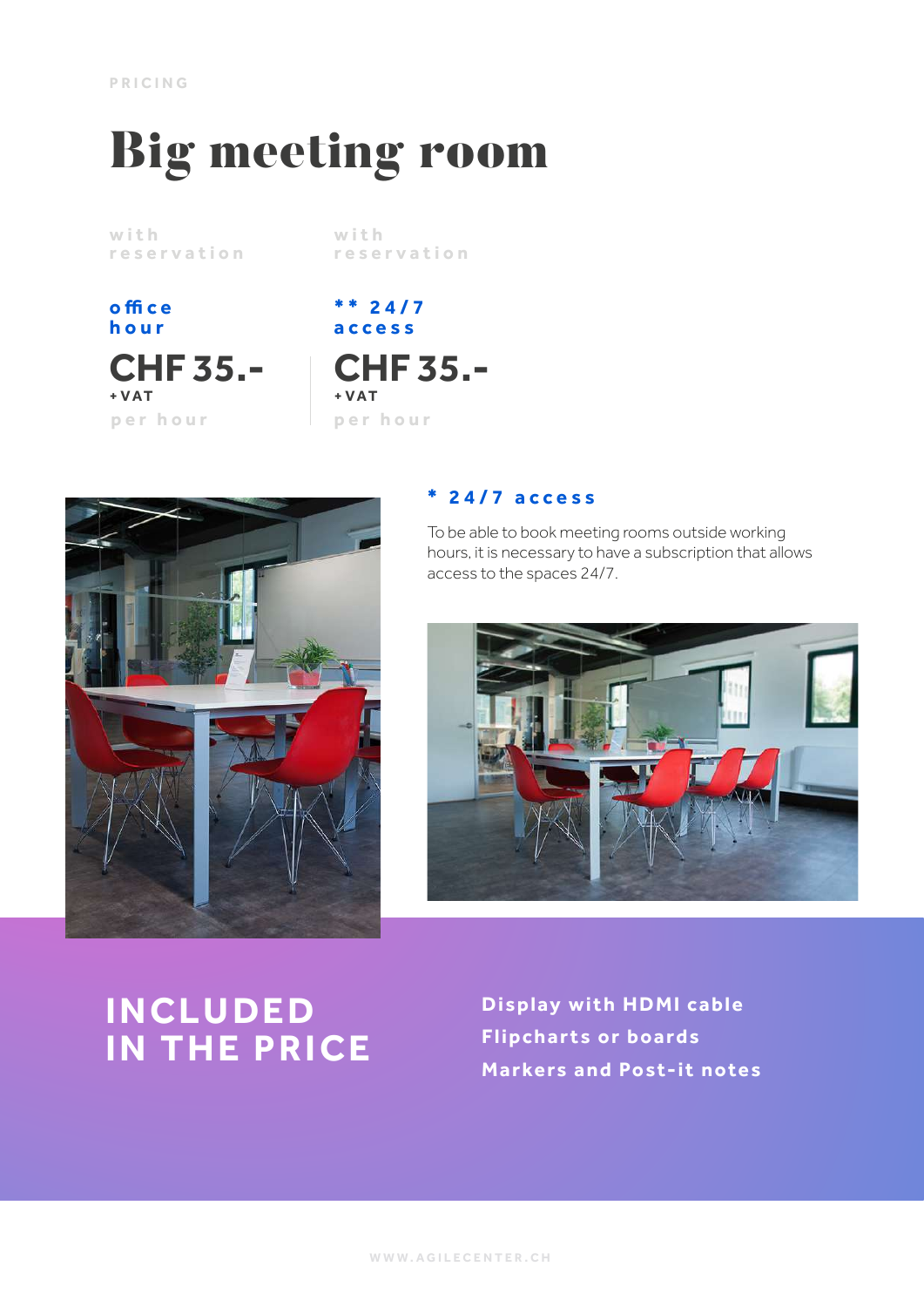PRICING

# Big meeting room

| with reservation | with reservation |
|---|---|
| **office hour** | **\*\* 24/7 access** |
| **CHF 35.-** +VAT per hour | **CHF 35.-** +VAT per hour |

**\* 24/7 access**

To be able to book meeting rooms outside working hours, it is necessary to have a subscription that allows access to the spaces 24/7.

## INCLUDED IN THE PRICE

- Display with HDMI cable
- Flipcharts or boards
- Markers and Post-it notes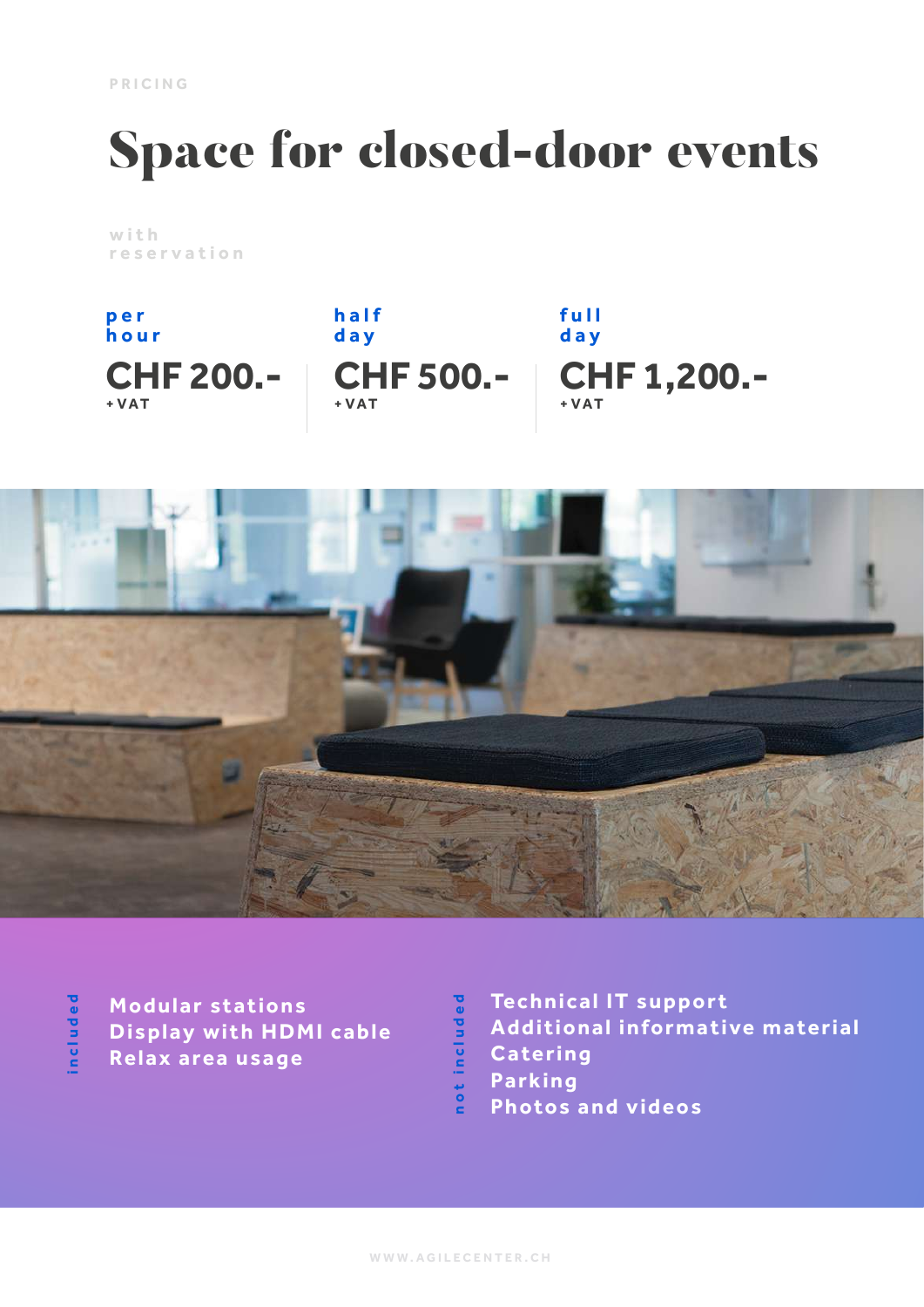PRICING

# Space for closed-door events

with reservation

| per hour | half day | full day |
| --- | --- | --- |
| CHF 200.- +VAT | CHF 500.- +VAT | CHF 1,200.- +VAT |

**included**

- Modular stations
- Display with HDMI cable
- Relax area usage

**not included**

- Technical IT support
- Additional informative material
- Catering
- Parking
- Photos and videos

WWW.AGILECENTER.CH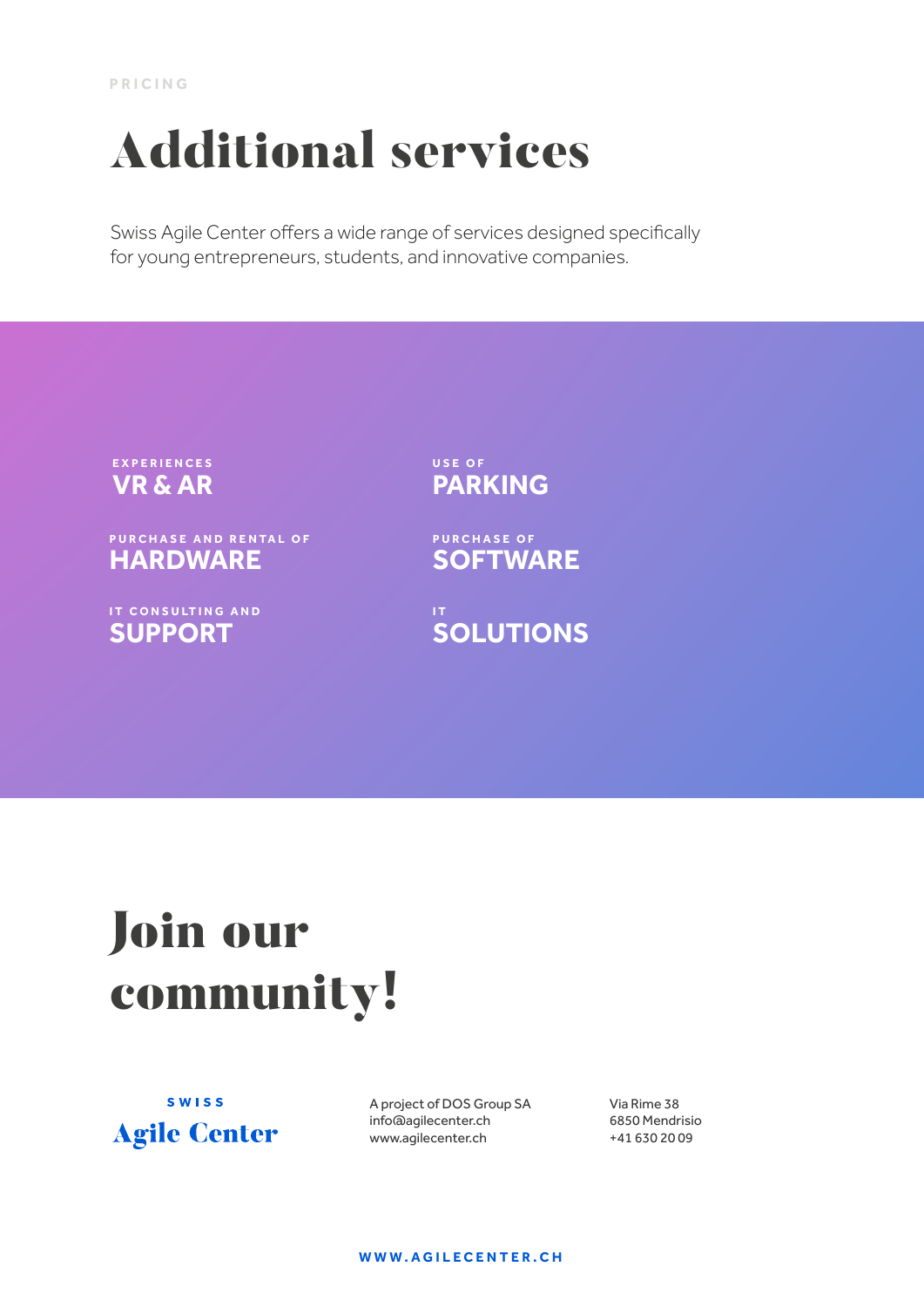PRICING

# Additional services

Swiss Agile Center offers a wide range of services designed specifically for young entrepreneurs, students, and innovative companies.

EXPERIENCES
**VR & AR**

USE OF
**PARKING**

PURCHASE AND RENTAL OF
**HARDWARE**

PURCHASE OF
**SOFTWARE**

IT CONSULTING AND
**SUPPORT**

IT
**SOLUTIONS**

# Join our community!

SWISS
**Agile Center**

A project of DOS Group SA
info@agilecenter.ch
www.agilecenter.ch

Via Rime 38
6850 Mendrisio
+41 630 20 09

WWW.AGILECENTER.CH